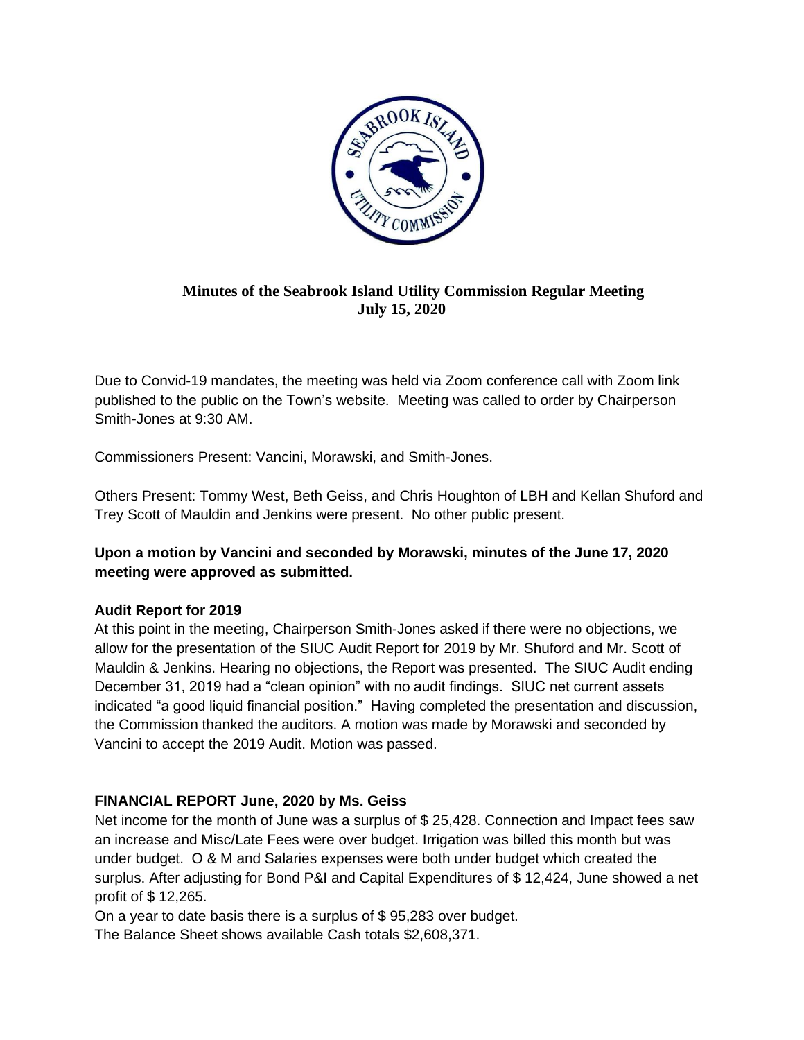# Minutes of the Seabrook Island Utility Commission Regular Meeting
## July 15, 2020

Due to Convid-19 mandates, the meeting was held via Zoom conference call with Zoom link published to the public on the Town's website. Meeting was called to order by Chairperson Smith-Jones at 9:30 AM.

Commissioners Present: Vancini, Morawski, and Smith-Jones.

Others Present: Tommy West, Beth Geiss, and Chris Houghton of LBH and Kellan Shuford and Trey Scott of Mauldin and Jenkins were present. No other public present.

**Upon a motion by Vancini and seconded by Morawski, minutes of the June 17, 2020 meeting were approved as submitted.**

### Audit Report for 2019

At this point in the meeting, Chairperson Smith-Jones asked if there were no objections, we allow for the presentation of the SIUC Audit Report for 2019 by Mr. Shuford and Mr. Scott of Mauldin & Jenkins. Hearing no objections, the Report was presented. The SIUC Audit ending December 31, 2019 had a "clean opinion" with no audit findings. SIUC net current assets indicated "a good liquid financial position." Having completed the presentation and discussion, the Commission thanked the auditors. A motion was made by Morawski and seconded by Vancini to accept the 2019 Audit. Motion was passed.

### FINANCIAL REPORT June, 2020 by Ms. Geiss

Net income for the month of June was a surplus of $ 25,428. Connection and Impact fees saw an increase and Misc/Late Fees were over budget. Irrigation was billed this month but was under budget. O & M and Salaries expenses were both under budget which created the surplus. After adjusting for Bond P&I and Capital Expenditures of $ 12,424, June showed a net profit of $ 12,265.

On a year to date basis there is a surplus of $ 95,283 over budget.

The Balance Sheet shows available Cash totals $2,608,371.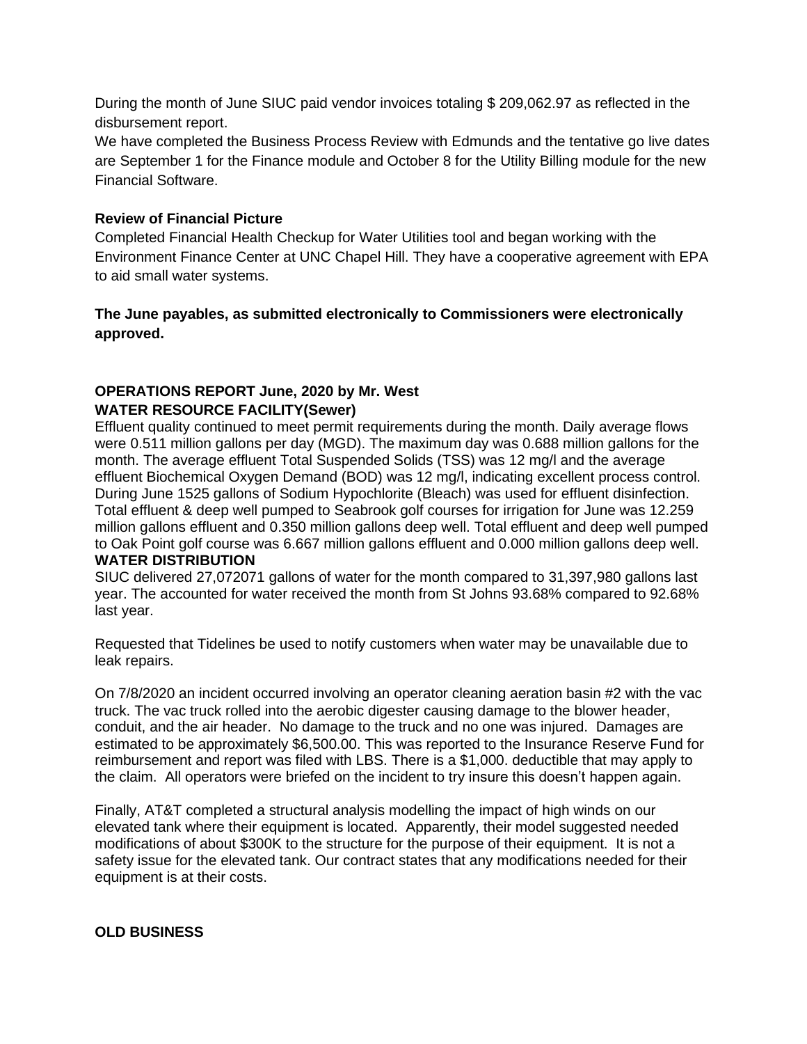During the month of June SIUC paid vendor invoices totaling $ 209,062.97 as reflected in the disbursement report.

We have completed the Business Process Review with Edmunds and the tentative go live dates are September 1 for the Finance module and October 8 for the Utility Billing module for the new Financial Software.

**Review of Financial Picture**

Completed Financial Health Checkup for Water Utilities tool and began working with the Environment Finance Center at UNC Chapel Hill. They have a cooperative agreement with EPA to aid small water systems.

**The June payables, as submitted electronically to Commissioners were electronically approved.**

**OPERATIONS REPORT June, 2020 by Mr. West**

**WATER RESOURCE FACILITY(Sewer)**

Effluent quality continued to meet permit requirements during the month. Daily average flows were 0.511 million gallons per day (MGD). The maximum day was 0.688 million gallons for the month. The average effluent Total Suspended Solids (TSS) was 12 mg/l and the average effluent Biochemical Oxygen Demand (BOD) was 12 mg/l, indicating excellent process control. During June 1525 gallons of Sodium Hypochlorite (Bleach) was used for effluent disinfection. Total effluent & deep well pumped to Seabrook golf courses for irrigation for June was 12.259 million gallons effluent and 0.350 million gallons deep well. Total effluent and deep well pumped to Oak Point golf course was 6.667 million gallons effluent and 0.000 million gallons deep well.

**WATER DISTRIBUTION**

SIUC delivered 27,072071 gallons of water for the month compared to 31,397,980 gallons last year. The accounted for water received the month from St Johns 93.68% compared to 92.68% last year.

Requested that Tidelines be used to notify customers when water may be unavailable due to leak repairs.

On 7/8/2020 an incident occurred involving an operator cleaning aeration basin #2 with the vac truck. The vac truck rolled into the aerobic digester causing damage to the blower header, conduit, and the air header. No damage to the truck and no one was injured. Damages are estimated to be approximately $6,500.00. This was reported to the Insurance Reserve Fund for reimbursement and report was filed with LBS. There is a $1,000. deductible that may apply to the claim. All operators were briefed on the incident to try insure this doesn't happen again.

Finally, AT&T completed a structural analysis modelling the impact of high winds on our elevated tank where their equipment is located. Apparently, their model suggested needed modifications of about $300K to the structure for the purpose of their equipment. It is not a safety issue for the elevated tank. Our contract states that any modifications needed for their equipment is at their costs.

**OLD BUSINESS**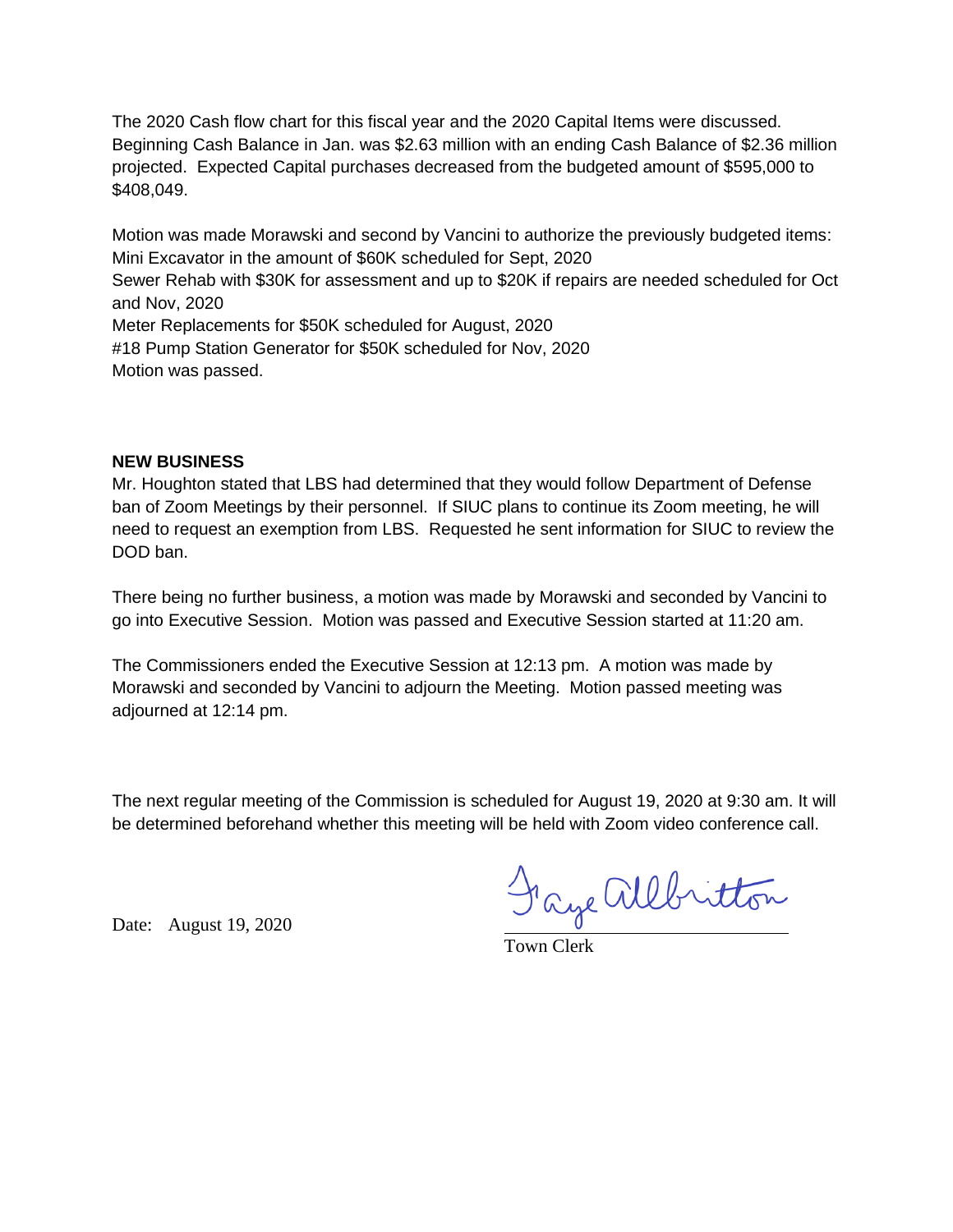The 2020 Cash flow chart for this fiscal year and the 2020 Capital Items were discussed. Beginning Cash Balance in Jan. was $2.63 million with an ending Cash Balance of $2.36 million projected. Expected Capital purchases decreased from the budgeted amount of $595,000 to $408,049.

Motion was made Morawski and second by Vancini to authorize the previously budgeted items:
Mini Excavator in the amount of $60K scheduled for Sept, 2020
Sewer Rehab with $30K for assessment and up to $20K if repairs are needed scheduled for Oct and Nov, 2020
Meter Replacements for $50K scheduled for August, 2020
#18 Pump Station Generator for $50K scheduled for Nov, 2020
Motion was passed.

**NEW BUSINESS**

Mr. Houghton stated that LBS had determined that they would follow Department of Defense ban of Zoom Meetings by their personnel. If SIUC plans to continue its Zoom meeting, he will need to request an exemption from LBS. Requested he sent information for SIUC to review the DOD ban.

There being no further business, a motion was made by Morawski and seconded by Vancini to go into Executive Session. Motion was passed and Executive Session started at 11:20 am.

The Commissioners ended the Executive Session at 12:13 pm. A motion was made by Morawski and seconded by Vancini to adjourn the Meeting. Motion passed meeting was adjourned at 12:14 pm.

The next regular meeting of the Commission is scheduled for August 19, 2020 at 9:30 am. It will be determined beforehand whether this meeting will be held with Zoom video conference call.

Date: August 19, 2020

Faye Albritton

Town Clerk